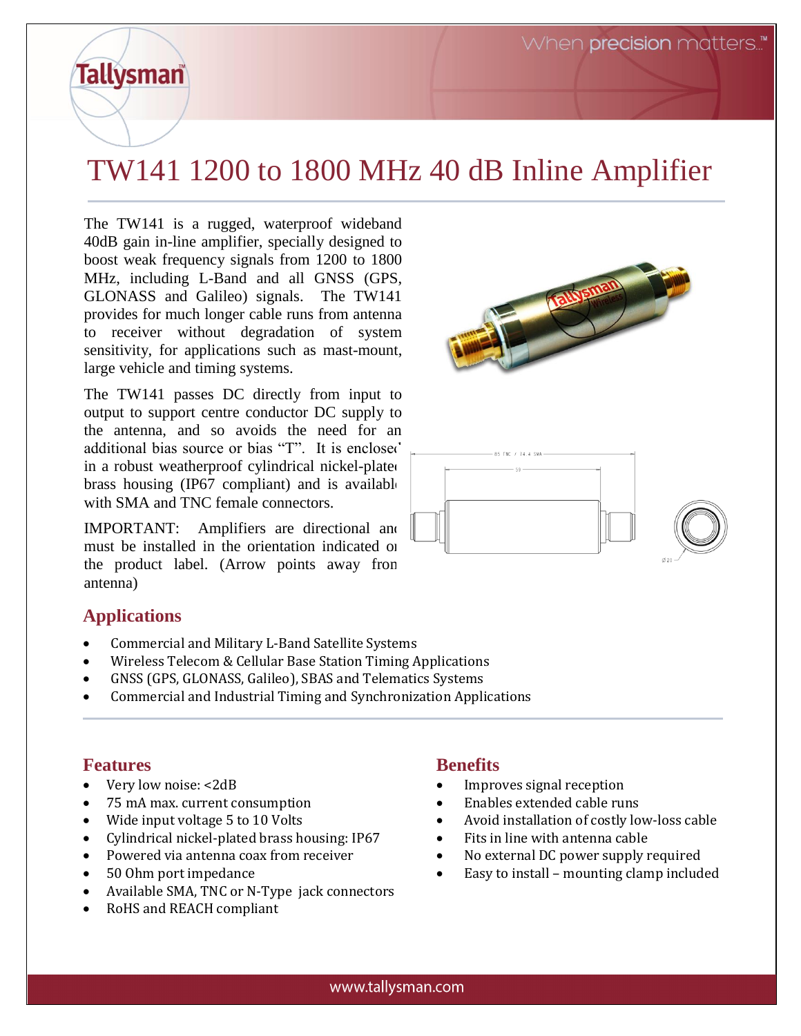# TW141 1200 to 1800 MHz 40 dB Inline Amplifier

The TW141 is a rugged, waterproof wideband 40dB gain in-line amplifier, specially designed to boost weak frequency signals from 1200 to 1800 MHz, including L-Band and all GNSS (GPS, GLONASS and Galileo) signals. The TW141 provides for much longer cable runs from antenna to receiver without degradation of system sensitivity, for applications such as mast-mount, large vehicle and timing systems.

The TW141 passes DC directly from input to output to support centre conductor DC supply to the antenna, and so avoids the need for an additional bias source or bias "T". It is enclosed in a robust weatherproof cylindrical nickel-plated brass housing (IP67 compliant) and is available with SMA and TNC female connectors.

IMPORTANT: Amplifiers are directional and must be installed in the orientation indicated on the product label. (Arrow points away from antenna)

## Applications

- Commercial and Military L-Band Satellite Systems
- Wireless Telecom & Cellular Base Station Timing Applications
- GNSS (GPS, GLONASS, Galileo), SBAS and Telematics Systems
- Commercial and Industrial Timing and Synchronization Applications

## Features

- Very low noise: <2dB
- 75 mA max. current consumption
- Wide input voltage 5 to 10 Volts
- Cylindrical nickel-plated brass housing: IP67
- Powered via antenna coax from receiver
- 50 Ohm port impedance
- Available SMA, TNC or N-Type jack connectors
- RoHS and REACH compliant

## Benefits

- Improves signal reception
- Enables extended cable runs
- Avoid installation of costly low-loss cable
- Fits in line with antenna cable
- No external DC power supply required
- Easy to install – mounting clamp included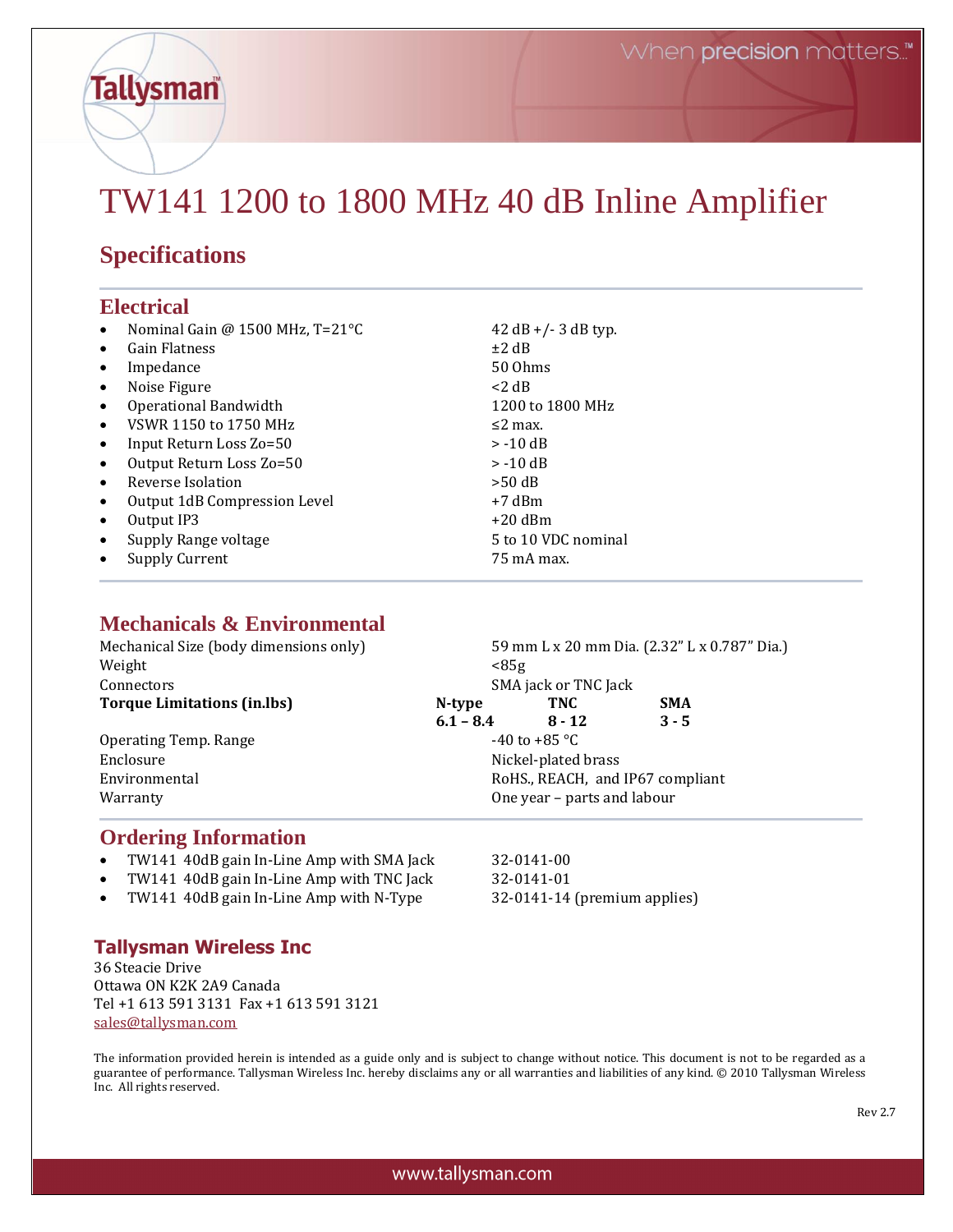# TW141 1200 to 1800 MHz 40 dB Inline Amplifier

## Specifications

### Electrical

| | |
|---|---|
| Nominal Gain @ 1500 MHz, T=21°C | 42 dB +/- 3 dB typ. |
| Gain Flatness | ±2 dB |
| Impedance | 50 Ohms |
| Noise Figure | <2 dB |
| Operational Bandwidth | 1200 to 1800 MHz |
| VSWR 1150 to 1750 MHz | ≤2 max. |
| Input Return Loss Zo=50 | > -10 dB |
| Output Return Loss Zo=50 | > -10 dB |
| Reverse Isolation | >50 dB |
| Output 1dB Compression Level | +7 dBm |
| Output IP3 | +20 dBm |
| Supply Range voltage | 5 to 10 VDC nominal |
| Supply Current | 75 mA max. |

### Mechanicals & Environmental

| | | | |
|---|---|---|---|
| Mechanical Size (body dimensions only) | 59 mm L x 20 mm Dia. (2.32" L x 0.787" Dia.) | | |
| Weight | <85g | | |
| Connectors | SMA jack or TNC Jack | | |
| **Torque Limitations (in.lbs)** | **N-type** | **TNC** | **SMA** |
| | **6.1 – 8.4** | **8 - 12** | **3 - 5** |
| Operating Temp. Range | -40 to +85 °C | | |
| Enclosure | Nickel-plated brass | | |
| Environmental | RoHS., REACH, and IP67 compliant | | |
| Warranty | One year – parts and labour | | |

### Ordering Information

| | |
|---|---|
| TW141 40dB gain In-Line Amp with SMA Jack | 32-0141-00 |
| TW141 40dB gain In-Line Amp with TNC Jack | 32-0141-01 |
| TW141 40dB gain In-Line Amp with N-Type | 32-0141-14 (premium applies) |

### Tallysman Wireless Inc

36 Steacie Drive
Ottawa ON K2K 2A9 Canada
Tel +1 613 591 3131 Fax +1 613 591 3121
sales@tallysman.com

The information provided herein is intended as a guide only and is subject to change without notice. This document is not to be regarded as a guarantee of performance. Tallysman Wireless Inc. hereby disclaims any or all warranties and liabilities of any kind. © 2010 Tallysman Wireless Inc. All rights reserved.

Rev 2.7